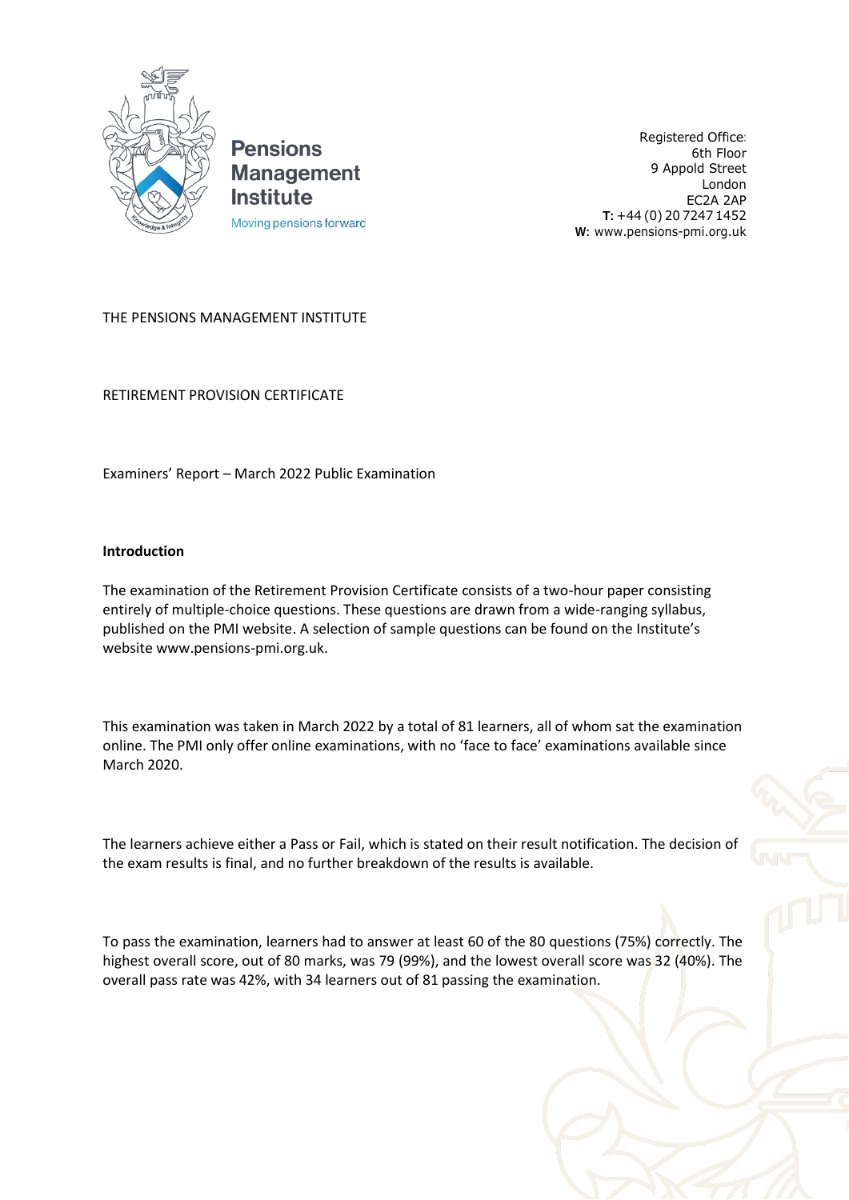Pensions
Management
Institute

Moving pensions forward

Registered Office:
6th Floor
9 Appold Street
London
EC2A 2AP
**T:** +44 (0) 20 7247 1452
**W:** www.pensions-pmi.org.uk

THE PENSIONS MANAGEMENT INSTITUTE

RETIREMENT PROVISION CERTIFICATE

Examiners' Report – March 2022 Public Examination

**Introduction**

The examination of the Retirement Provision Certificate consists of a two-hour paper consisting entirely of multiple-choice questions. These questions are drawn from a wide-ranging syllabus, published on the PMI website. A selection of sample questions can be found on the Institute's website www.pensions-pmi.org.uk.

This examination was taken in March 2022 by a total of 81 learners, all of whom sat the examination online. The PMI only offer online examinations, with no 'face to face' examinations available since March 2020.

The learners achieve either a Pass or Fail, which is stated on their result notification. The decision of the exam results is final, and no further breakdown of the results is available.

To pass the examination, learners had to answer at least 60 of the 80 questions (75%) correctly. The highest overall score, out of 80 marks, was 79 (99%), and the lowest overall score was 32 (40%). The overall pass rate was 42%, with 34 learners out of 81 passing the examination.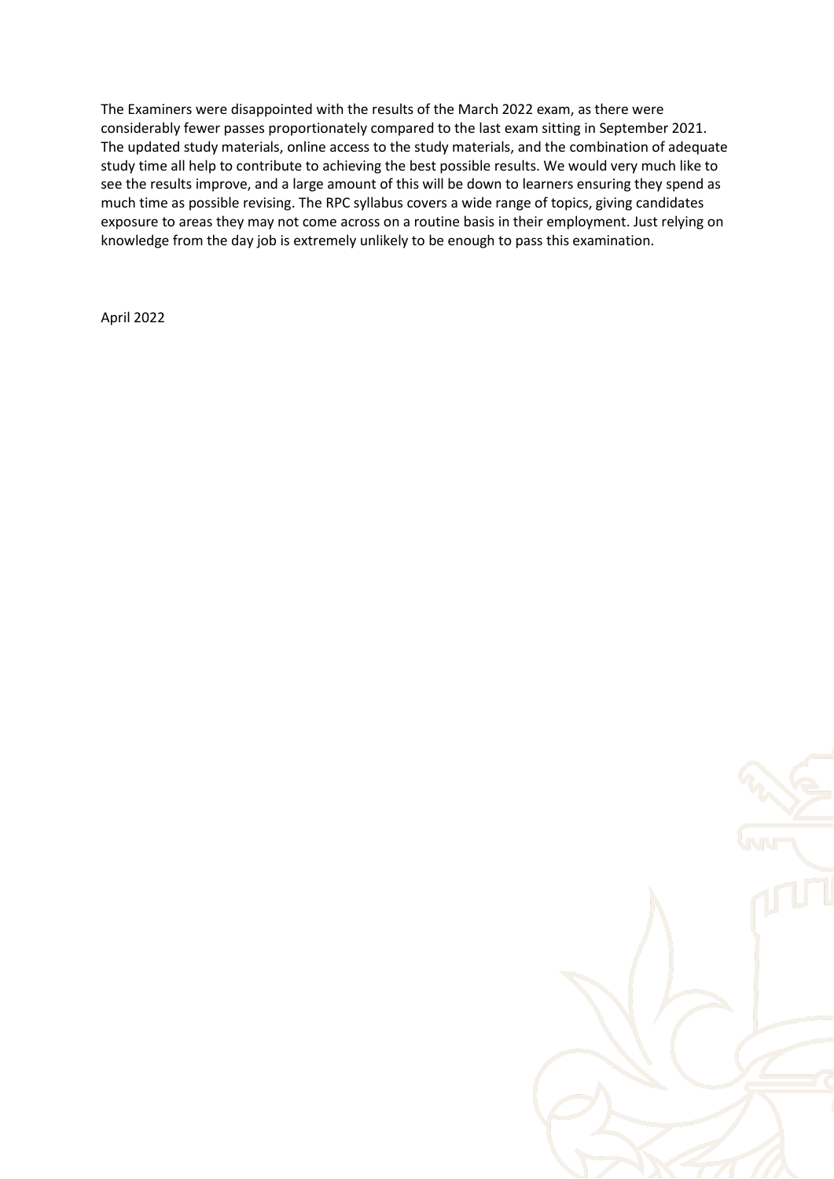The Examiners were disappointed with the results of the March 2022 exam, as there were considerably fewer passes proportionately compared to the last exam sitting in September 2021. The updated study materials, online access to the study materials, and the combination of adequate study time all help to contribute to achieving the best possible results. We would very much like to see the results improve, and a large amount of this will be down to learners ensuring they spend as much time as possible revising. The RPC syllabus covers a wide range of topics, giving candidates exposure to areas they may not come across on a routine basis in their employment. Just relying on knowledge from the day job is extremely unlikely to be enough to pass this examination.

April 2022